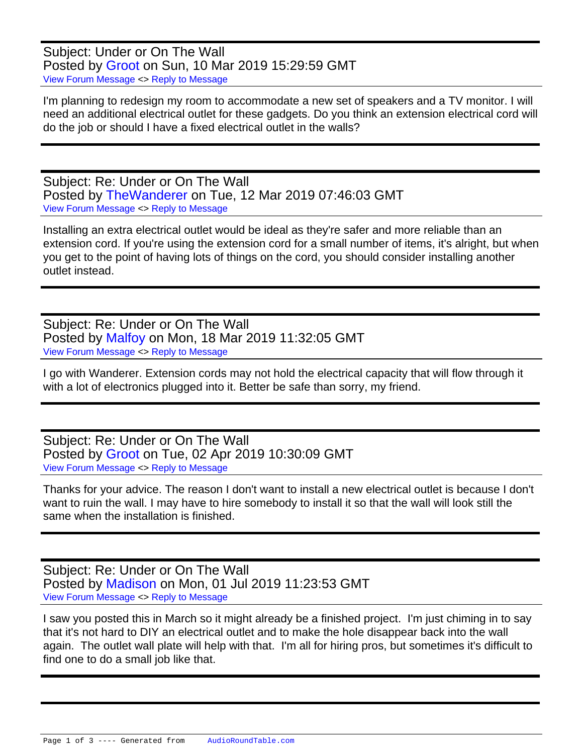Subject: Under or On The Wall
Posted by Groot on Sun, 10 Mar 2019 15:29:59 GMT
View Forum Message <> Reply to Message

I'm planning to redesign my room to accommodate a new set of speakers and a TV monitor. I will need an additional electrical outlet for these gadgets. Do you think an extension electrical cord will do the job or should I have a fixed electrical outlet in the walls?

---

Subject: Re: Under or On The Wall
Posted by TheWanderer on Tue, 12 Mar 2019 07:46:03 GMT
View Forum Message <> Reply to Message

Installing an extra electrical outlet would be ideal as they're safer and more reliable than an extension cord. If you're using the extension cord for a small number of items, it's alright, but when you get to the point of having lots of things on the cord, you should consider installing another outlet instead.

---

Subject: Re: Under or On The Wall
Posted by Malfoy on Mon, 18 Mar 2019 11:32:05 GMT
View Forum Message <> Reply to Message

I go with Wanderer. Extension cords may not hold the electrical capacity that will flow through it with a lot of electronics plugged into it. Better be safe than sorry, my friend.

---

Subject: Re: Under or On The Wall
Posted by Groot on Tue, 02 Apr 2019 10:30:09 GMT
View Forum Message <> Reply to Message

Thanks for your advice. The reason I don't want to install a new electrical outlet is because I don't want to ruin the wall. I may have to hire somebody to install it so that the wall will look still the same when the installation is finished.

---

Subject: Re: Under or On The Wall
Posted by Madison on Mon, 01 Jul 2019 11:23:53 GMT
View Forum Message <> Reply to Message

I saw you posted this in March so it might already be a finished project.  I'm just chiming in to say that it's not hard to DIY an electrical outlet and to make the hole disappear back into the wall again.  The outlet wall plate will help with that.  I'm all for hiring pros, but sometimes it's difficult to find one to do a small job like that.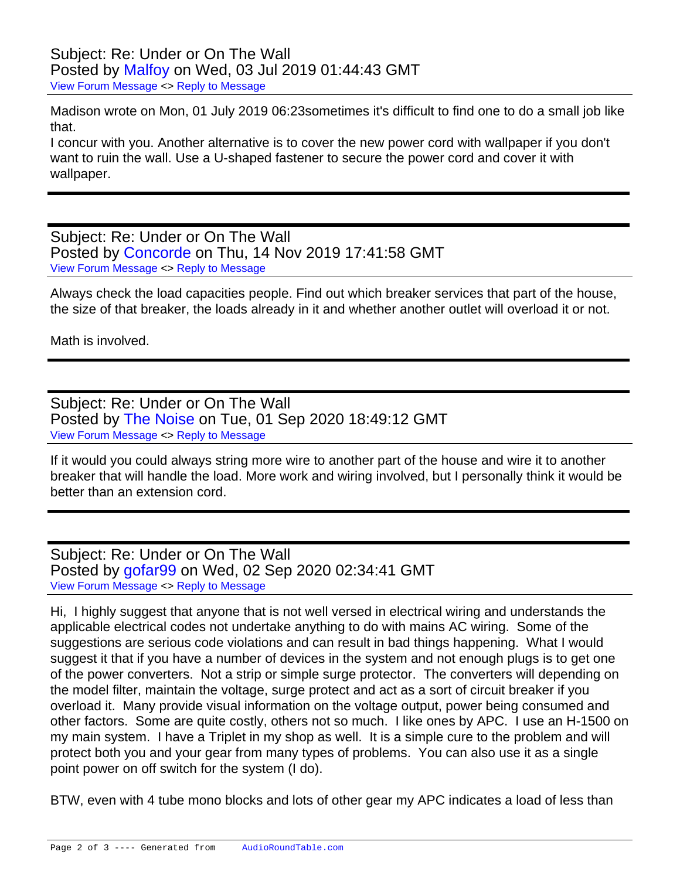Subject: Re: Under or On The Wall
Posted by Malfoy on Wed, 03 Jul 2019 01:44:43 GMT
View Forum Message <> Reply to Message

Madison wrote on Mon, 01 July 2019 06:23sometimes it's difficult to find one to do a small job like that.
I concur with you. Another alternative is to cover the new power cord with wallpaper if you don't want to ruin the wall. Use a U-shaped fastener to secure the power cord and cover it with wallpaper.

---

Subject: Re: Under or On The Wall
Posted by Concorde on Thu, 14 Nov 2019 17:41:58 GMT
View Forum Message <> Reply to Message

Always check the load capacities people. Find out which breaker services that part of the house, the size of that breaker, the loads already in it and whether another outlet will overload it or not.

Math is involved.

---

Subject: Re: Under or On The Wall
Posted by The Noise on Tue, 01 Sep 2020 18:49:12 GMT
View Forum Message <> Reply to Message

If it would you could always string more wire to another part of the house and wire it to another breaker that will handle the load. More work and wiring involved, but I personally think it would be better than an extension cord.

---

Subject: Re: Under or On The Wall
Posted by gofar99 on Wed, 02 Sep 2020 02:34:41 GMT
View Forum Message <> Reply to Message

Hi, I highly suggest that anyone that is not well versed in electrical wiring and understands the applicable electrical codes not undertake anything to do with mains AC wiring. Some of the suggestions are serious code violations and can result in bad things happening. What I would suggest it that if you have a number of devices in the system and not enough plugs is to get one of the power converters. Not a strip or simple surge protector. The converters will depending on the model filter, maintain the voltage, surge protect and act as a sort of circuit breaker if you overload it. Many provide visual information on the voltage output, power being consumed and other factors. Some are quite costly, others not so much. I like ones by APC. I use an H-1500 on my main system. I have a Triplet in my shop as well. It is a simple cure to the problem and will protect both you and your gear from many types of problems. You can also use it as a single point power on off switch for the system (I do).

BTW, even with 4 tube mono blocks and lots of other gear my APC indicates a load of less than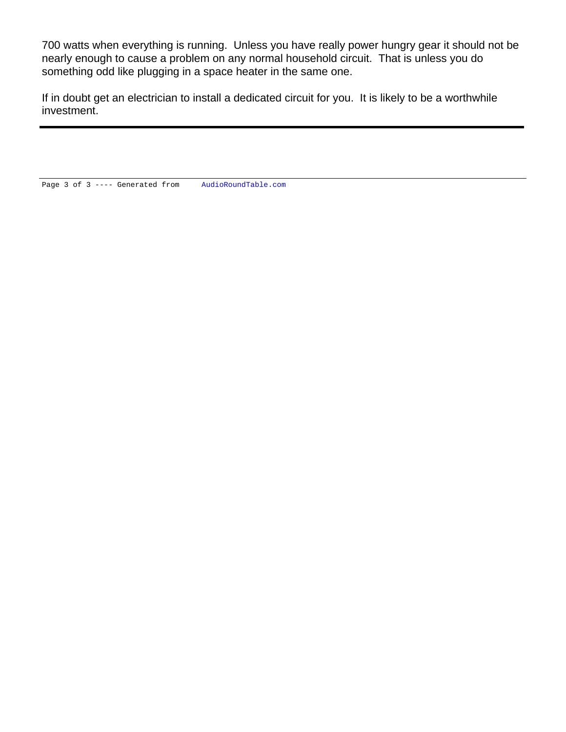700 watts when everything is running. Unless you have really power hungry gear it should not be nearly enough to cause a problem on any normal household circuit. That is unless you do something odd like plugging in a space heater in the same one.

If in doubt get an electrician to install a dedicated circuit for you. It is likely to be a worthwhile investment.

---